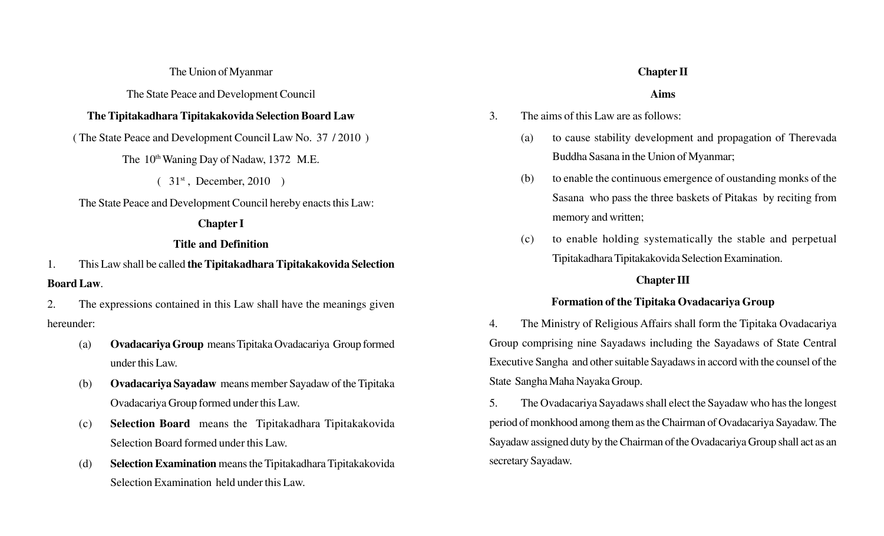The Union of Myanmar

The State Peace and Development Council

**The Tipitakadhara Tipitakakovida Selection Board Law**

( The State Peace and Development Council Law No. 37 / 2010 )

The 10th Waning Day of Nadaw, 1372 M.E.

( 31st , December, 2010 )

The State Peace and Development Council hereby enacts this Law:

## Chapter I

## Title and Definition

1. This Law shall be called **the Tipitakadhara Tipitakakovida Selection Board Law**.

2. The expressions contained in this Law shall have the meanings given hereunder:

   (a) **Ovadacariya Group** means Tipitaka Ovadacariya Group formed under this Law.

   (b) **Ovadacariya Sayadaw** means member Sayadaw of the Tipitaka Ovadacariya Group formed under this Law.

   (c) **Selection Board** means the Tipitakadhara Tipitakakovida Selection Board formed under this Law.

   (d) **Selection Examination** means the Tipitakadhara Tipitakakovida Selection Examination held under this Law.

## Chapter II

## Aims

3. The aims of this Law are as follows:

   (a) to cause stability development and propagation of Therevada Buddha Sasana in the Union of Myanmar;

   (b) to enable the continuous emergence of oustanding monks of the Sasana who pass the three baskets of Pitakas by reciting from memory and written;

   (c) to enable holding systematically the stable and perpetual Tipitakadhara Tipitakakovida Selection Examination.

## Chapter III

## Formation of the Tipitaka Ovadacariya Group

4. The Ministry of Religious Affairs shall form the Tipitaka Ovadacariya Group comprising nine Sayadaws including the Sayadaws of State Central Executive Sangha and other suitable Sayadaws in accord with the counsel of the State Sangha Maha Nayaka Group.

5. The Ovadacariya Sayadaws shall elect the Sayadaw who has the longest period of monkhood among them as the Chairman of Ovadacariya Sayadaw. The Sayadaw assigned duty by the Chairman of the Ovadacariya Group shall act as an secretary Sayadaw.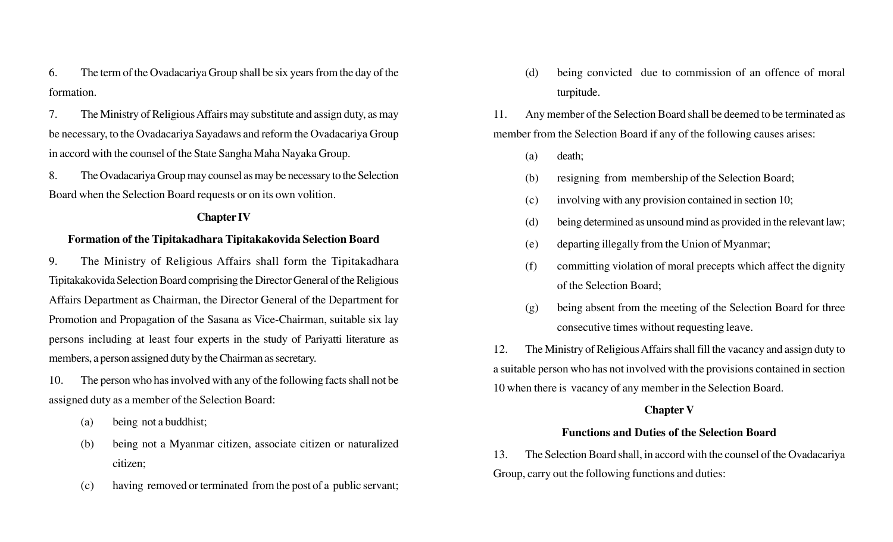6. The term of the Ovadacariya Group shall be six years from the day of the formation.

7. The Ministry of Religious Affairs may substitute and assign duty, as may be necessary, to the Ovadacariya Sayadaws and reform the Ovadacariya Group in accord with the counsel of the State Sangha Maha Nayaka Group.

8. The Ovadacariya Group may counsel as may be necessary to the Selection Board when the Selection Board requests or on its own volition.

## Chapter IV

## Formation of the Tipitakadhara Tipitakakovida Selection Board

9. The Ministry of Religious Affairs shall form the Tipitakadhara Tipitakakovida Selection Board comprising the Director General of the Religious Affairs Department as Chairman, the Director General of the Department for Promotion and Propagation of the Sasana as Vice-Chairman, suitable six lay persons including at least four experts in the study of Pariyatti literature as members, a person assigned duty by the Chairman as secretary.

10. The person who has involved with any of the following facts shall not be assigned duty as a member of the Selection Board:

- (a) being not a buddhist;
- (b) being not a Myanmar citizen, associate citizen or naturalized citizen;
- (c) having removed or terminated from the post of a public servant;
- (d) being convicted due to commission of an offence of moral turpitude.

11. Any member of the Selection Board shall be deemed to be terminated as member from the Selection Board if any of the following causes arises:

- (a) death;
- (b) resigning from membership of the Selection Board;
- (c) involving with any provision contained in section 10;
- (d) being determined as unsound mind as provided in the relevant law;
- (e) departing illegally from the Union of Myanmar;
- (f) committing violation of moral precepts which affect the dignity of the Selection Board;
- (g) being absent from the meeting of the Selection Board for three consecutive times without requesting leave.

12. The Ministry of Religious Affairs shall fill the vacancy and assign duty to a suitable person who has not involved with the provisions contained in section 10 when there is vacancy of any member in the Selection Board.

## Chapter V

## Functions and Duties of the Selection Board

13. The Selection Board shall, in accord with the counsel of the Ovadacariya Group, carry out the following functions and duties: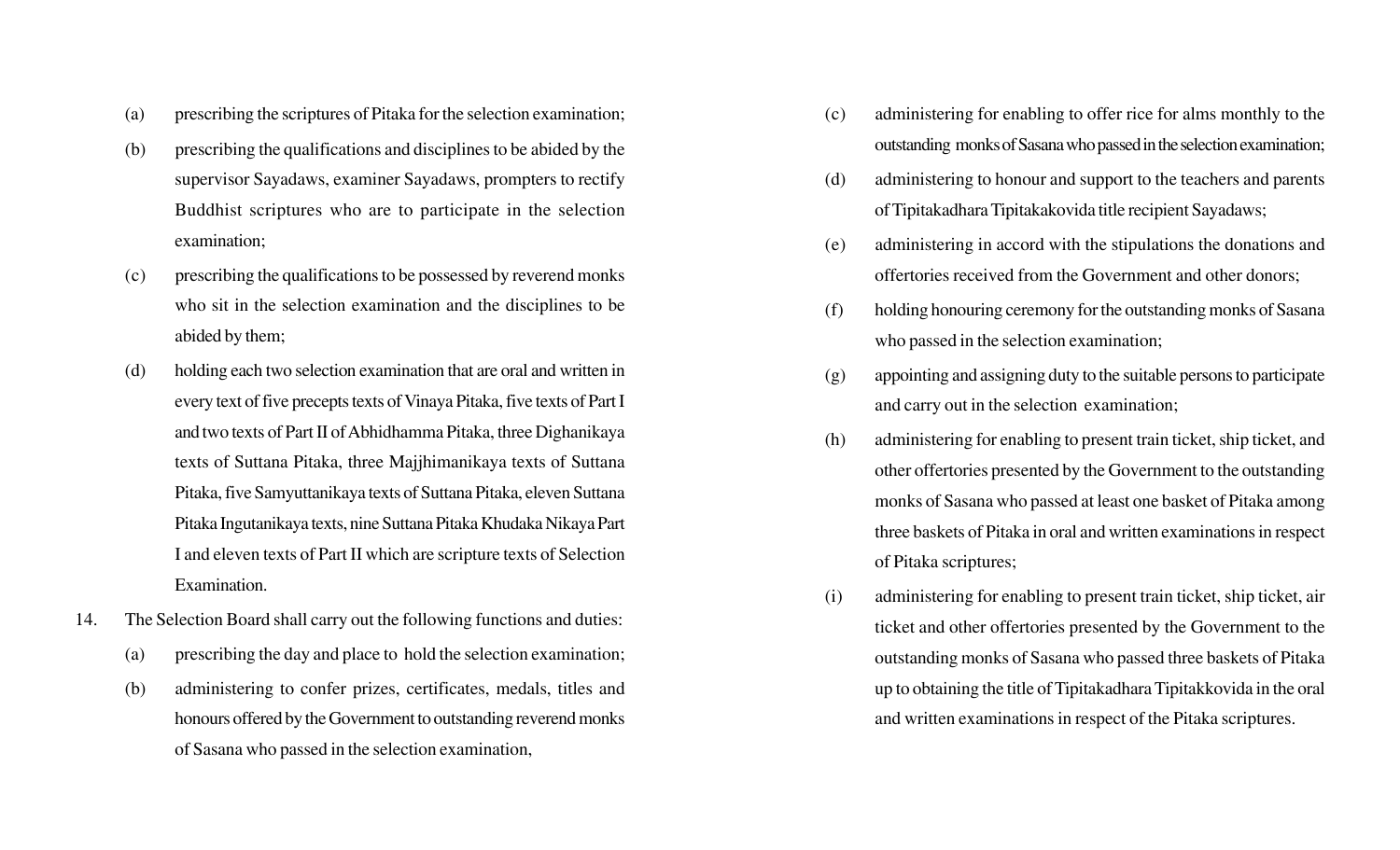(a) prescribing the scriptures of Pitaka for the selection examination;

(b) prescribing the qualifications and disciplines to be abided by the supervisor Sayadaws, examiner Sayadaws, prompters to rectify Buddhist scriptures who are to participate in the selection examination;

(c) prescribing the qualifications to be possessed by reverend monks who sit in the selection examination and the disciplines to be abided by them;

(d) holding each two selection examination that are oral and written in every text of five precepts texts of Vinaya Pitaka, five texts of Part I and two texts of Part II of Abhidhamma Pitaka, three Dighanikaya texts of Suttana Pitaka, three Majjhimanikaya texts of Suttana Pitaka, five Samyuttanikaya texts of Suttana Pitaka, eleven Suttana Pitaka Ingutanikaya texts, nine Suttana Pitaka Khudaka Nikaya Part I and eleven texts of Part II which are scripture texts of Selection Examination.

14. The Selection Board shall carry out the following functions and duties:

(a) prescribing the day and place to hold the selection examination;

(b) administering to confer prizes, certificates, medals, titles and honours offered by the Government to outstanding reverend monks of Sasana who passed in the selection examination,

(c) administering for enabling to offer rice for alms monthly to the outstanding monks of Sasana who passed in the selection examination;

(d) administering to honour and support to the teachers and parents of Tipitakadhara Tipitakakovida title recipient Sayadaws;

(e) administering in accord with the stipulations the donations and offertories received from the Government and other donors;

(f) holding honouring ceremony for the outstanding monks of Sasana who passed in the selection examination;

(g) appointing and assigning duty to the suitable persons to participate and carry out in the selection examination;

(h) administering for enabling to present train ticket, ship ticket, and other offertories presented by the Government to the outstanding monks of Sasana who passed at least one basket of Pitaka among three baskets of Pitaka in oral and written examinations in respect of Pitaka scriptures;

(i) administering for enabling to present train ticket, ship ticket, air ticket and other offertories presented by the Government to the outstanding monks of Sasana who passed three baskets of Pitaka up to obtaining the title of Tipitakadhara Tipitakkovida in the oral and written examinations in respect of the Pitaka scriptures.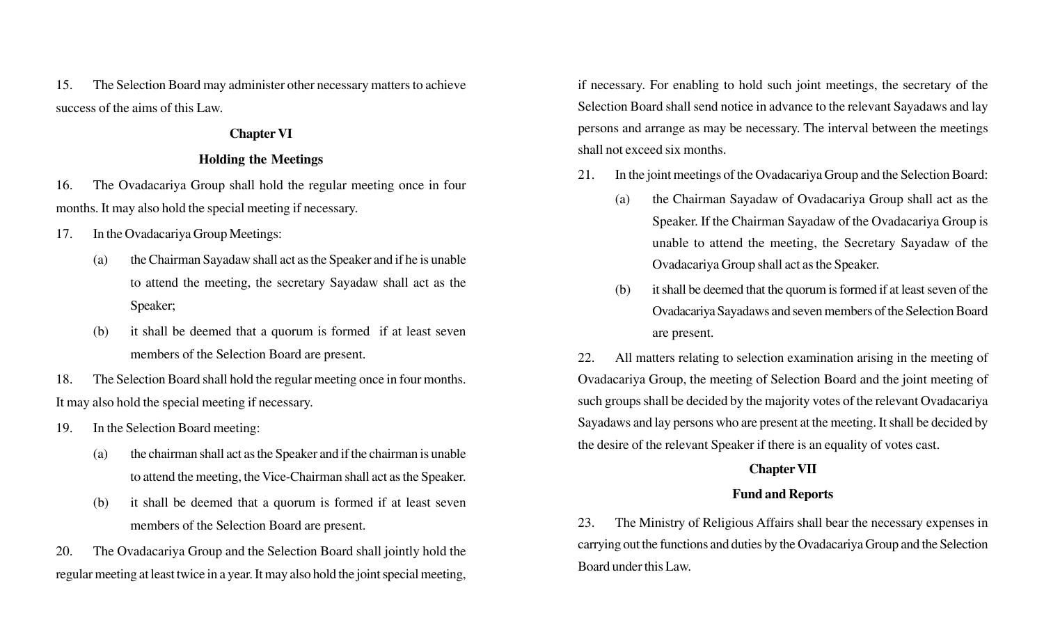15. The Selection Board may administer other necessary matters to achieve success of the aims of this Law.

## Chapter VI

## Holding the Meetings

16. The Ovadacariya Group shall hold the regular meeting once in four months. It may also hold the special meeting if necessary.

17. In the Ovadacariya Group Meetings:

   (a) the Chairman Sayadaw shall act as the Speaker and if he is unable to attend the meeting, the secretary Sayadaw shall act as the Speaker;

   (b) it shall be deemed that a quorum is formed if at least seven members of the Selection Board are present.

18. The Selection Board shall hold the regular meeting once in four months. It may also hold the special meeting if necessary.

19. In the Selection Board meeting:

   (a) the chairman shall act as the Speaker and if the chairman is unable to attend the meeting, the Vice-Chairman shall act as the Speaker.

   (b) it shall be deemed that a quorum is formed if at least seven members of the Selection Board are present.

20. The Ovadacariya Group and the Selection Board shall jointly hold the regular meeting at least twice in a year. It may also hold the joint special meeting, if necessary. For enabling to hold such joint meetings, the secretary of the Selection Board shall send notice in advance to the relevant Sayadaws and lay persons and arrange as may be necessary. The interval between the meetings shall not exceed six months.

21. In the joint meetings of the Ovadacariya Group and the Selection Board:

   (a) the Chairman Sayadaw of Ovadacariya Group shall act as the Speaker. If the Chairman Sayadaw of the Ovadacariya Group is unable to attend the meeting, the Secretary Sayadaw of the Ovadacariya Group shall act as the Speaker.

   (b) it shall be deemed that the quorum is formed if at least seven of the Ovadacariya Sayadaws and seven members of the Selection Board are present.

22. All matters relating to selection examination arising in the meeting of Ovadacariya Group, the meeting of Selection Board and the joint meeting of such groups shall be decided by the majority votes of the relevant Ovadacariya Sayadaws and lay persons who are present at the meeting. It shall be decided by the desire of the relevant Speaker if there is an equality of votes cast.

## Chapter VII

## Fund and Reports

23. The Ministry of Religious Affairs shall bear the necessary expenses in carrying out the functions and duties by the Ovadacariya Group and the Selection Board under this Law.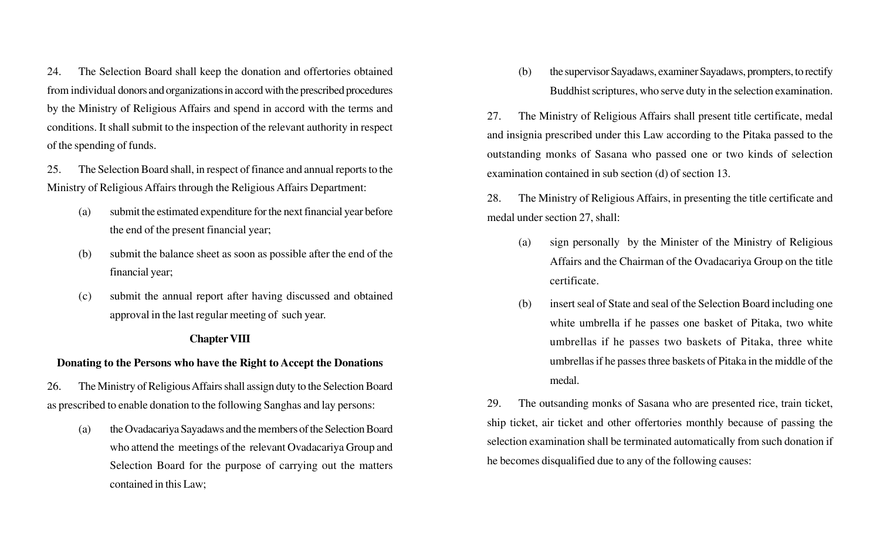24. The Selection Board shall keep the donation and offertories obtained from individual donors and organizations in accord with the prescribed procedures by the Ministry of Religious Affairs and spend in accord with the terms and conditions. It shall submit to the inspection of the relevant authority in respect of the spending of funds.

25. The Selection Board shall, in respect of finance and annual reports to the Ministry of Religious Affairs through the Religious Affairs Department:

- (a) submit the estimated expenditure for the next financial year before the end of the present financial year;
- (b) submit the balance sheet as soon as possible after the end of the financial year;
- (c) submit the annual report after having discussed and obtained approval in the last regular meeting of such year.

**Chapter VIII**

**Donating to the Persons who have the Right to Accept the Donations**

26. The Ministry of Religious Affairs shall assign duty to the Selection Board as prescribed to enable donation to the following Sanghas and lay persons:

- (a) the Ovadacariya Sayadaws and the members of the Selection Board who attend the meetings of the relevant Ovadacariya Group and Selection Board for the purpose of carrying out the matters contained in this Law;
- (b) the supervisor Sayadaws, examiner Sayadaws, prompters, to rectify Buddhist scriptures, who serve duty in the selection examination.

27. The Ministry of Religious Affairs shall present title certificate, medal and insignia prescribed under this Law according to the Pitaka passed to the outstanding monks of Sasana who passed one or two kinds of selection examination contained in sub section (d) of section 13.

28. The Ministry of Religious Affairs, in presenting the title certificate and medal under section 27, shall:

- (a) sign personally by the Minister of the Ministry of Religious Affairs and the Chairman of the Ovadacariya Group on the title certificate.
- (b) insert seal of State and seal of the Selection Board including one white umbrella if he passes one basket of Pitaka, two white umbrellas if he passes two baskets of Pitaka, three white umbrellas if he passes three baskets of Pitaka in the middle of the medal.

29. The outsanding monks of Sasana who are presented rice, train ticket, ship ticket, air ticket and other offertories monthly because of passing the selection examination shall be terminated automatically from such donation if he becomes disqualified due to any of the following causes: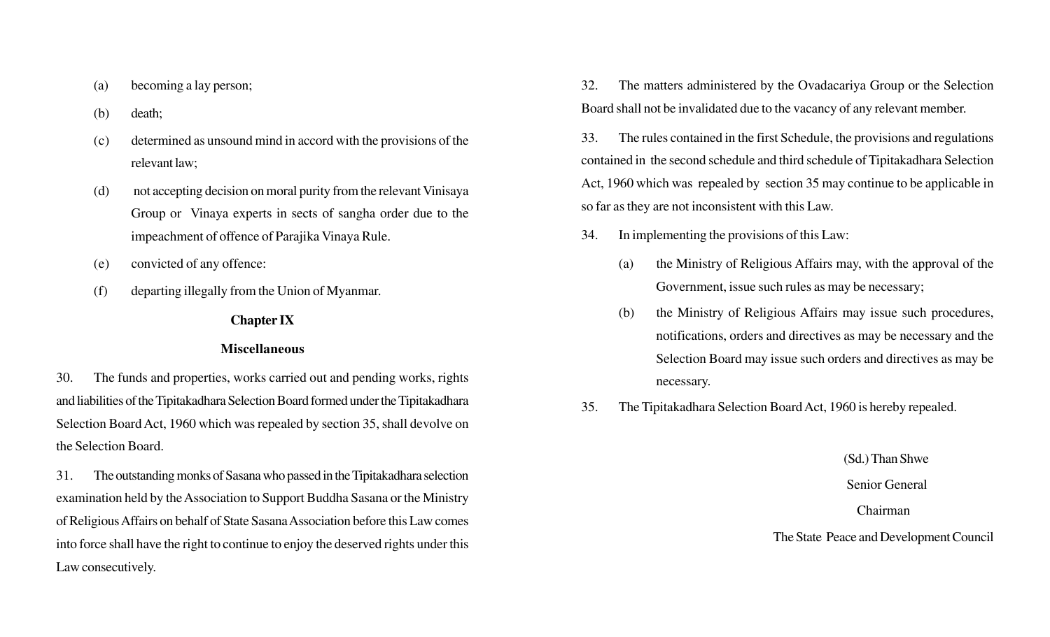(a) becoming a lay person;

(b) death;

(c) determined as unsound mind in accord with the provisions of the relevant law;

(d) not accepting decision on moral purity from the relevant Vinisaya Group or Vinaya experts in sects of sangha order due to the impeachment of offence of Parajika Vinaya Rule.

(e) convicted of any offence:

(f) departing illegally from the Union of Myanmar.

## Chapter IX

## Miscellaneous

30. The funds and properties, works carried out and pending works, rights and liabilities of the Tipitakadhara Selection Board formed under the Tipitakadhara Selection Board Act, 1960 which was repealed by section 35, shall devolve on the Selection Board.

31. The outstanding monks of Sasana who passed in the Tipitakadhara selection examination held by the Association to Support Buddha Sasana or the Ministry of Religious Affairs on behalf of State Sasana Association before this Law comes into force shall have the right to continue to enjoy the deserved rights under this Law consecutively.

32. The matters administered by the Ovadacariya Group or the Selection Board shall not be invalidated due to the vacancy of any relevant member.

33. The rules contained in the first Schedule, the provisions and regulations contained in the second schedule and third schedule of Tipitakadhara Selection Act, 1960 which was repealed by section 35 may continue to be applicable in so far as they are not inconsistent with this Law.

34. In implementing the provisions of this Law:

(a) the Ministry of Religious Affairs may, with the approval of the Government, issue such rules as may be necessary;

(b) the Ministry of Religious Affairs may issue such procedures, notifications, orders and directives as may be necessary and the Selection Board may issue such orders and directives as may be necessary.

35. The Tipitakadhara Selection Board Act, 1960 is hereby repealed.

(Sd.) Than Shwe

Senior General

Chairman

The State Peace and Development Council